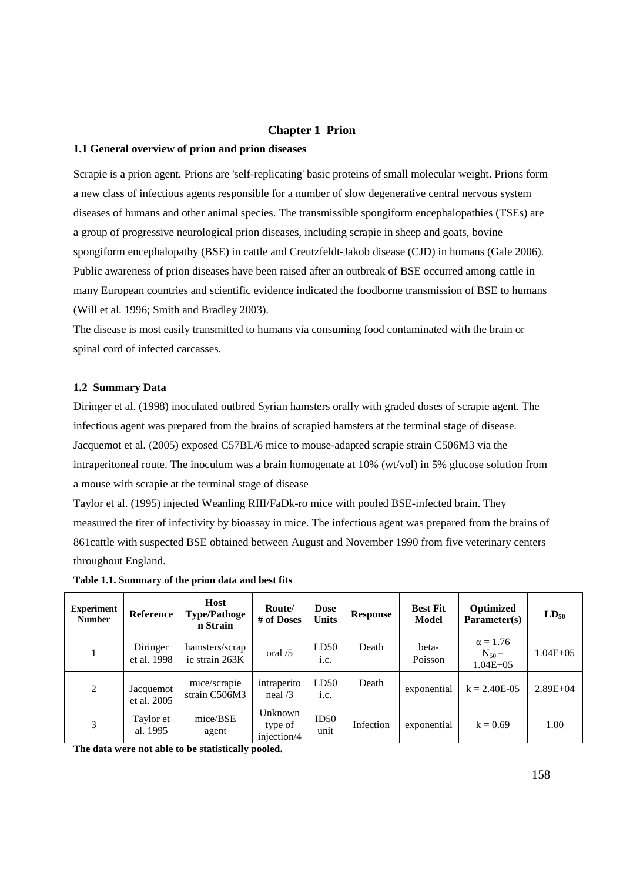# Chapter 1 Prion

## 1.1 General overview of prion and prion diseases

Scrapie is a prion agent. Prions are 'self-replicating' basic proteins of small molecular weight. Prions form a new class of infectious agents responsible for a number of slow degenerative central nervous system diseases of humans and other animal species. The transmissible spongiform encephalopathies (TSEs) are a group of progressive neurological prion diseases, including scrapie in sheep and goats, bovine spongiform encephalopathy (BSE) in cattle and Creutzfeldt-Jakob disease (CJD) in humans (Gale 2006). Public awareness of prion diseases have been raised after an outbreak of BSE occurred among cattle in many European countries and scientific evidence indicated the foodborne transmission of BSE to humans (Will et al. 1996; Smith and Bradley 2003).

The disease is most easily transmitted to humans via consuming food contaminated with the brain or spinal cord of infected carcasses.

## 1.2 Summary Data

Diringer et al. (1998) inoculated outbred Syrian hamsters orally with graded doses of scrapie agent. The infectious agent was prepared from the brains of scrapied hamsters at the terminal stage of disease.

Jacquemot et al. (2005) exposed C57BL/6 mice to mouse-adapted scrapie strain C506M3 via the intraperitoneal route. The inoculum was a brain homogenate at 10% (wt/vol) in 5% glucose solution from a mouse with scrapie at the terminal stage of disease

Taylor et al. (1995) injected Weanling RIII/FaDk-ro mice with pooled BSE-infected brain. They measured the titer of infectivity by bioassay in mice. The infectious agent was prepared from the brains of 861cattle with suspected BSE obtained between August and November 1990 from five veterinary centers throughout England.

**Table 1.1. Summary of the prion data and best fits**

| Experiment Number | Reference | Host Type/Pathogen Strain | Route/ # of Doses | Dose Units | Response | Best Fit Model | Optimized Parameter(s) | $LD_{50}$ |
|---|---|---|---|---|---|---|---|---|
| 1 | Diringer et al. 1998 | hamsters/scrapie strain 263K | oral /5 | LD50 i.c. | Death | beta-Poisson | $\alpha = 1.76$ $N_{50} =$ 1.04E+05 | 1.04E+05 |
| 2 | Jacquemot et al. 2005 | mice/scrapie strain C506M3 | intraperitoneal /3 | LD50 i.c. | Death | exponential | k = 2.40E-05 | 2.89E+04 |
| 3 | Taylor et al. 1995 | mice/BSE agent | Unknown type of injection/4 | ID50 unit | Infection | exponential | k = 0.69 | 1.00 |

**The data were not able to be statistically pooled.**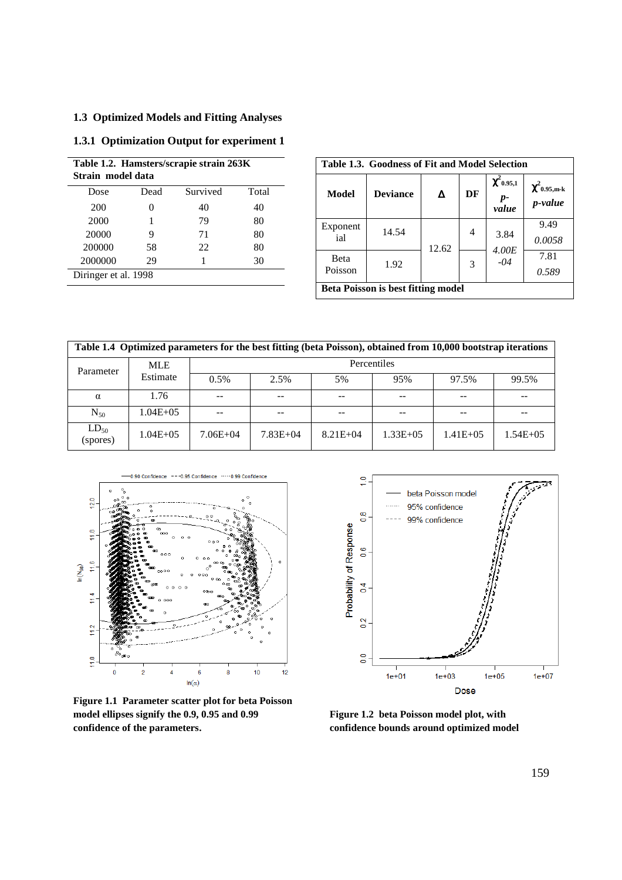### 1.3 Optimized Models and Fitting Analyses

#### 1.3.1 Optimization Output for experiment 1

| **Table 1.2. Hamsters/scrapie strain 263K Strain model data** | | | |
|---|---|---|---|
| Dose | Dead | Survived | Total |
| 200 | 0 | 40 | 40 |
| 2000 | 1 | 79 | 80 |
| 20000 | 9 | 71 | 80 |
| 200000 | 58 | 22 | 80 |
| 2000000 | 29 | 1 | 30 |
| Diringer et al. 1998 | | | |

| **Table 1.3. Goodness of Fit and Model Selection** | | | | | |
|---|---|---|---|---|---|
| **Model** | **Deviance** | **Δ** | **DF** | $\chi^2_{0.95,1}$ *p-value* | $\chi^2_{0.95,m-k}$ *p-value* |
| Exponential | 14.54 | 12.62 | 4 | 3.84 *4.00E-04* | 9.49 *0.0058* |
| Beta Poisson | 1.92 | | 3 | | 7.81 *0.589* |
| **Beta Poisson is best fitting model** | | | | | |

**Table 1.4 Optimized parameters for the best fitting (beta Poisson), obtained from 10,000 bootstrap iterations**

| Parameter | MLE Estimate | Percentiles | | | | | |
|---|---|---|---|---|---|---|---|
| | | 0.5% | 2.5% | 5% | 95% | 97.5% | 99.5% |
| α | 1.76 | -- | -- | -- | -- | -- | -- |
| $N_{50}$ | 1.04E+05 | -- | -- | -- | -- | -- | -- |
| $LD_{50}$ (spores) | 1.04E+05 | 7.06E+04 | 7.83E+04 | 8.21E+04 | 1.33E+05 | 1.41E+05 | 1.54E+05 |

**Figure 1.1 Parameter scatter plot for beta Poisson model ellipses signify the 0.9, 0.95 and 0.99 confidence of the parameters.**

**Figure 1.2 beta Poisson model plot, with confidence bounds around optimized model**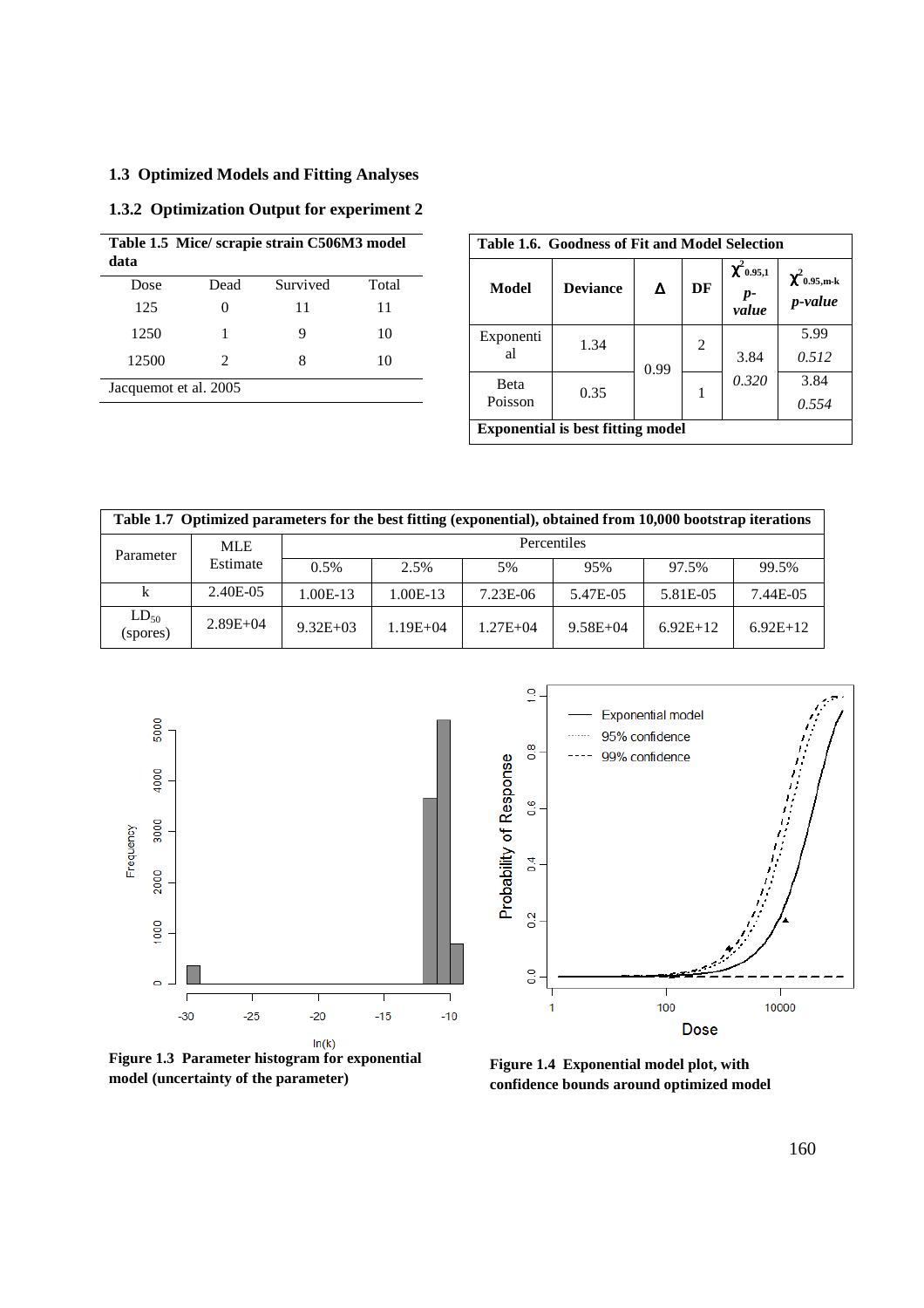## 1.3 Optimized Models and Fitting Analyses

### 1.3.2 Optimization Output for experiment 2

**Table 1.5 Mice/ scrapie strain C506M3 model data**

| Dose | Dead | Survived | Total |
|---|---|---|---|
| 125 | 0 | 11 | 11 |
| 1250 | 1 | 9 | 10 |
| 12500 | 2 | 8 | 10 |

Jacquemot et al. 2005

**Table 1.6. Goodness of Fit and Model Selection**

| Model | Deviance | Δ | DF | $\chi^2_{0.95,1}$ *p-value* | $\chi^2_{0.95,m-k}$ *p-value* |
|---|---|---|---|---|---|
| Exponential | 1.34 | 0.99 | 2 | 3.84 *0.320* | 5.99 *0.512* |
| Beta Poisson | 0.35 | | 1 | | 3.84 *0.554* |

**Exponential is best fitting model**

**Table 1.7 Optimized parameters for the best fitting (exponential), obtained from 10,000 bootstrap iterations**

| Parameter | MLE Estimate | Percentiles | | | | | |
|---|---|---|---|---|---|---|---|
| | | 0.5% | 2.5% | 5% | 95% | 97.5% | 99.5% |
| k | 2.40E-05 | 1.00E-13 | 1.00E-13 | 7.23E-06 | 5.47E-05 | 5.81E-05 | 7.44E-05 |
| $LD_{50}$ (spores) | 2.89E+04 | 9.32E+03 | 1.19E+04 | 1.27E+04 | 9.58E+04 | 6.92E+12 | 6.92E+12 |

**Figure 1.3 Parameter histogram for exponential model (uncertainty of the parameter)**

**Figure 1.4 Exponential model plot, with confidence bounds around optimized model**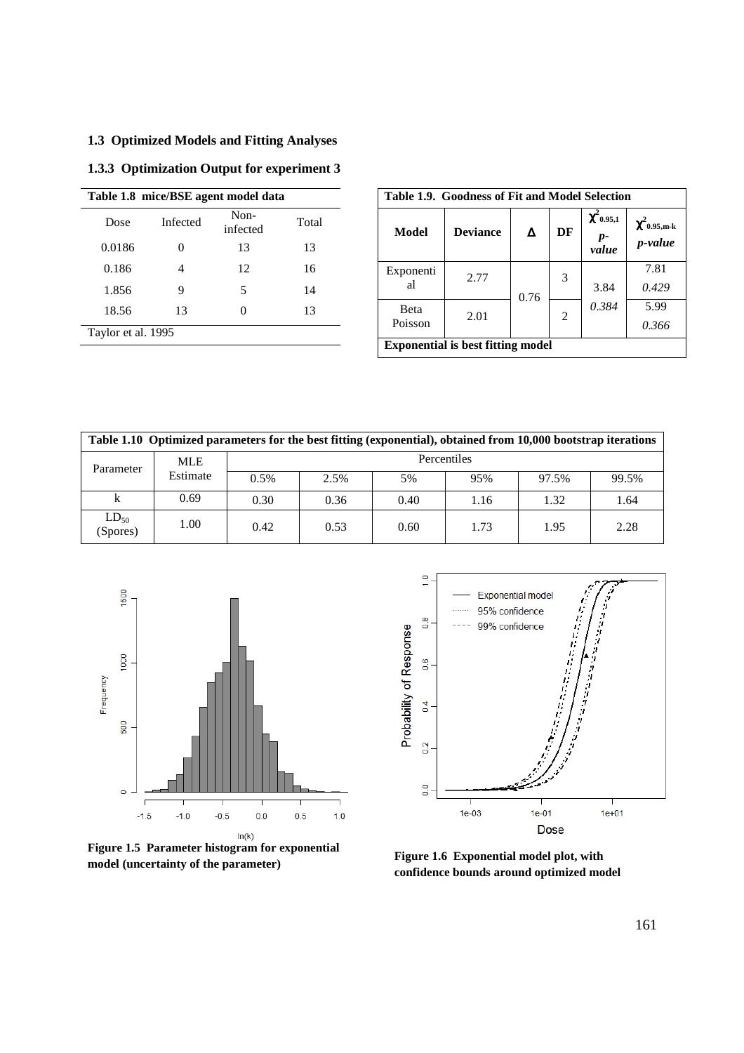## 1.3 Optimized Models and Fitting Analyses

### 1.3.3 Optimization Output for experiment 3

**Table 1.8 mice/BSE agent model data**

| Dose | Infected | Non-infected | Total |
|---|---|---|---|
| 0.0186 | 0 | 13 | 13 |
| 0.186 | 4 | 12 | 16 |
| 1.856 | 9 | 5 | 14 |
| 18.56 | 13 | 0 | 13 |

Taylor et al. 1995

**Table 1.9. Goodness of Fit and Model Selection**

| Model | Deviance | Δ | DF | $\chi^2_{0.95,1}$ *p-value* | $\chi^2_{0.95,m-k}$ *p-value* |
|---|---|---|---|---|---|
| Exponential | 2.77 | 0.76 | 3 | 3.84 *0.384* | 7.81 *0.429* |
| Beta Poisson | 2.01 | | 2 | | 5.99 *0.366* |

**Exponential is best fitting model**

**Table 1.10 Optimized parameters for the best fitting (exponential), obtained from 10,000 bootstrap iterations**

| Parameter | MLE Estimate | Percentiles | | | | | |
|---|---|---|---|---|---|---|---|
| | | 0.5% | 2.5% | 5% | 95% | 97.5% | 99.5% |
| k | 0.69 | 0.30 | 0.36 | 0.40 | 1.16 | 1.32 | 1.64 |
| $LD_{50}$ (Spores) | 1.00 | 0.42 | 0.53 | 0.60 | 1.73 | 1.95 | 2.28 |

**Figure 1.5 Parameter histogram for exponential model (uncertainty of the parameter)**

**Figure 1.6 Exponential model plot, with confidence bounds around optimized model**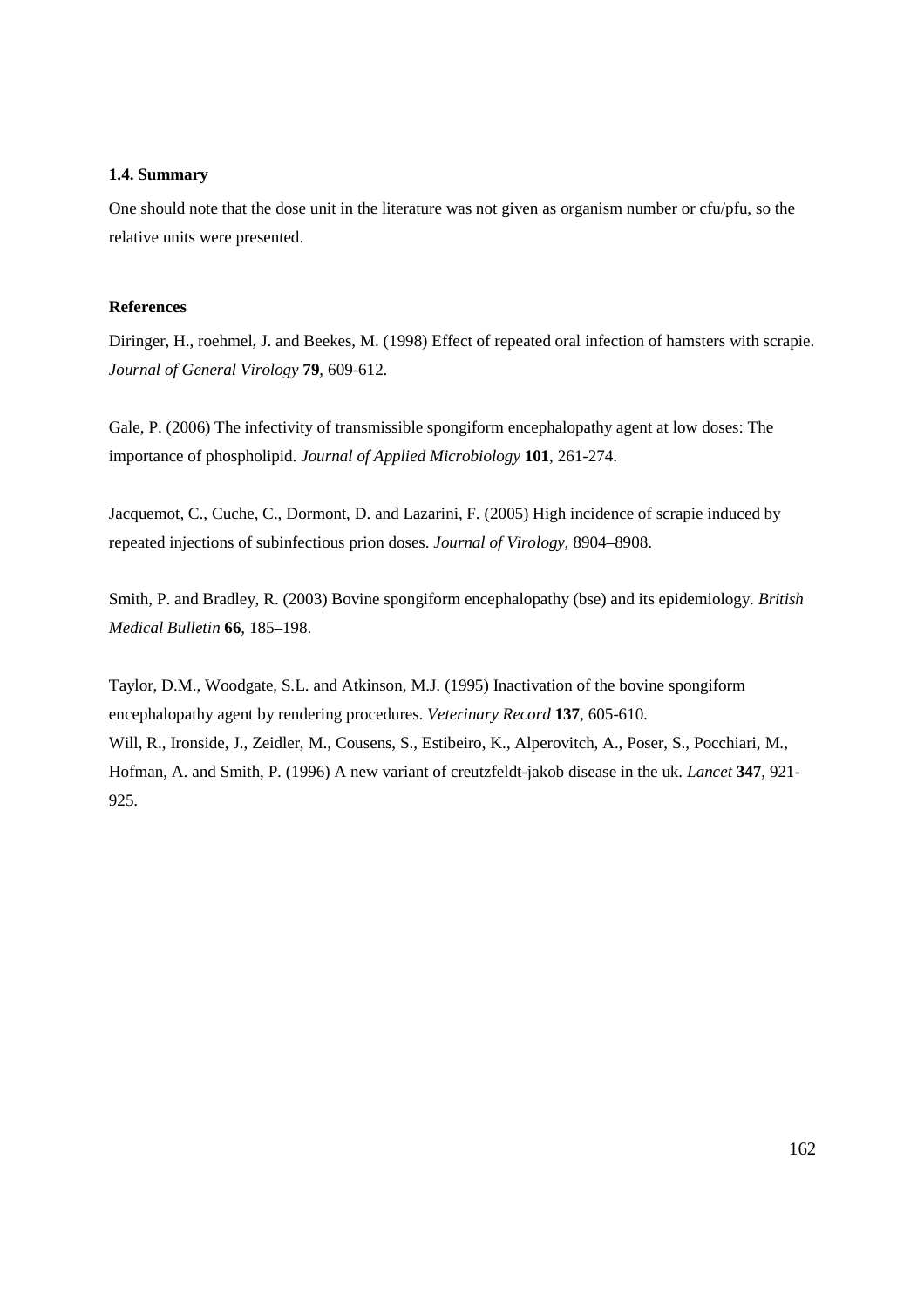### 1.4. Summary

One should note that the dose unit in the literature was not given as organism number or cfu/pfu, so the relative units were presented.

### References

Diringer, H., roehmel, J. and Beekes, M. (1998) Effect of repeated oral infection of hamsters with scrapie. *Journal of General Virology* **79**, 609-612.

Gale, P. (2006) The infectivity of transmissible spongiform encephalopathy agent at low doses: The importance of phospholipid. *Journal of Applied Microbiology* **101**, 261-274.

Jacquemot, C., Cuche, C., Dormont, D. and Lazarini, F. (2005) High incidence of scrapie induced by repeated injections of subinfectious prion doses. *Journal of Virology*, 8904–8908.

Smith, P. and Bradley, R. (2003) Bovine spongiform encephalopathy (bse) and its epidemiology. *British Medical Bulletin* **66**, 185–198.

Taylor, D.M., Woodgate, S.L. and Atkinson, M.J. (1995) Inactivation of the bovine spongiform encephalopathy agent by rendering procedures. *Veterinary Record* **137**, 605-610.

Will, R., Ironside, J., Zeidler, M., Cousens, S., Estibeiro, K., Alperovitch, A., Poser, S., Pocchiari, M., Hofman, A. and Smith, P. (1996) A new variant of creutzfeldt-jakob disease in the uk. *Lancet* **347**, 921-925.